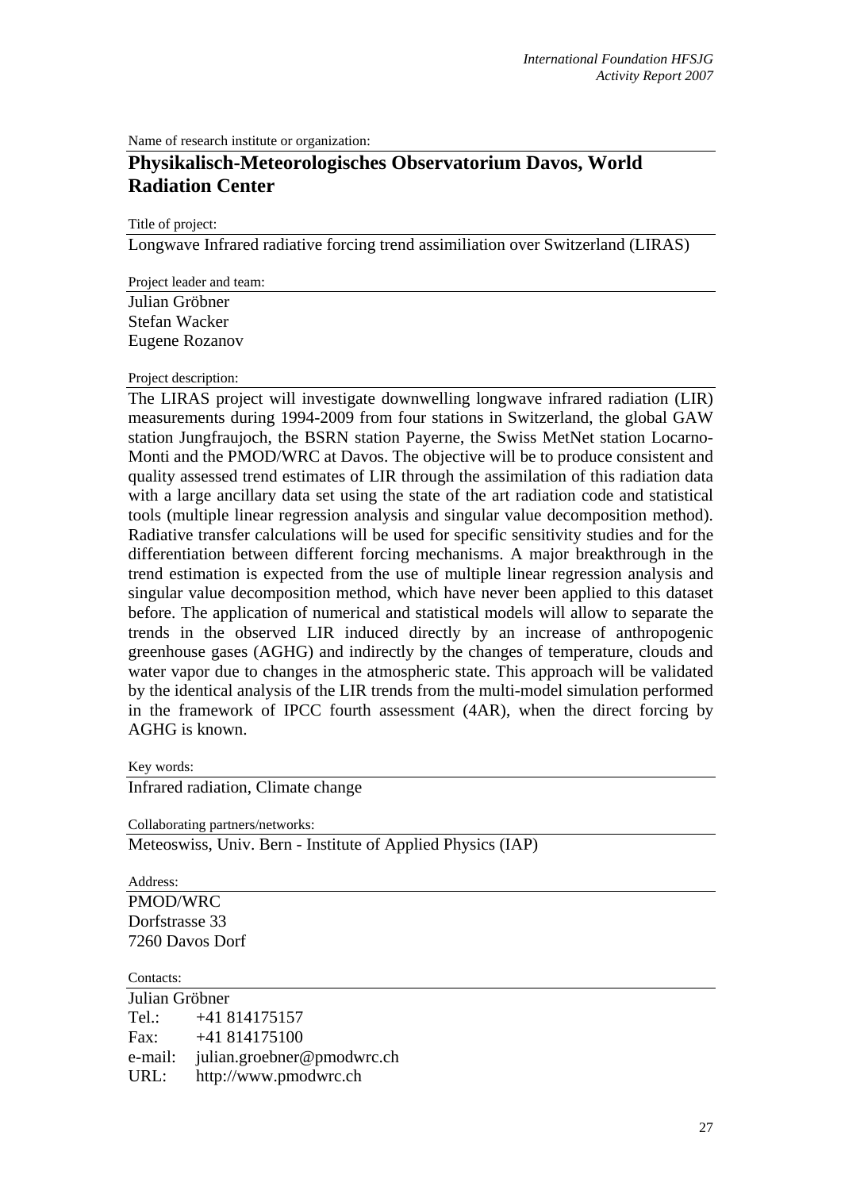Name of research institute or organization:

## Physikalisch-Meteorologisches Observatorium Davos, World Radiation Center

Title of project:

Longwave Infrared radiative forcing trend assimiliation over Switzerland (LIRAS)

Project leader and team:

Julian Gröbner
Stefan Wacker
Eugene Rozanov

Project description:

The LIRAS project will investigate downwelling longwave infrared radiation (LIR) measurements during 1994-2009 from four stations in Switzerland, the global GAW station Jungfraujoch, the BSRN station Payerne, the Swiss MetNet station Locarno-Monti and the PMOD/WRC at Davos. The objective will be to produce consistent and quality assessed trend estimates of LIR through the assimilation of this radiation data with a large ancillary data set using the state of the art radiation code and statistical tools (multiple linear regression analysis and singular value decomposition method). Radiative transfer calculations will be used for specific sensitivity studies and for the differentiation between different forcing mechanisms. A major breakthrough in the trend estimation is expected from the use of multiple linear regression analysis and singular value decomposition method, which have never been applied to this dataset before. The application of numerical and statistical models will allow to separate the trends in the observed LIR induced directly by an increase of anthropogenic greenhouse gases (AGHG) and indirectly by the changes of temperature, clouds and water vapor due to changes in the atmospheric state. This approach will be validated by the identical analysis of the LIR trends from the multi-model simulation performed in the framework of IPCC fourth assessment (4AR), when the direct forcing by AGHG is known.

Key words:

Infrared radiation, Climate change

Collaborating partners/networks:

Meteoswiss, Univ. Bern - Institute of Applied Physics (IAP)

Address:

PMOD/WRC
Dorfstrasse 33
7260 Davos Dorf

Contacts:

Julian Gröbner
Tel.: +41 814175157
Fax: +41 814175100
e-mail: julian.groebner@pmodwrc.ch
URL: http://www.pmodwrc.ch